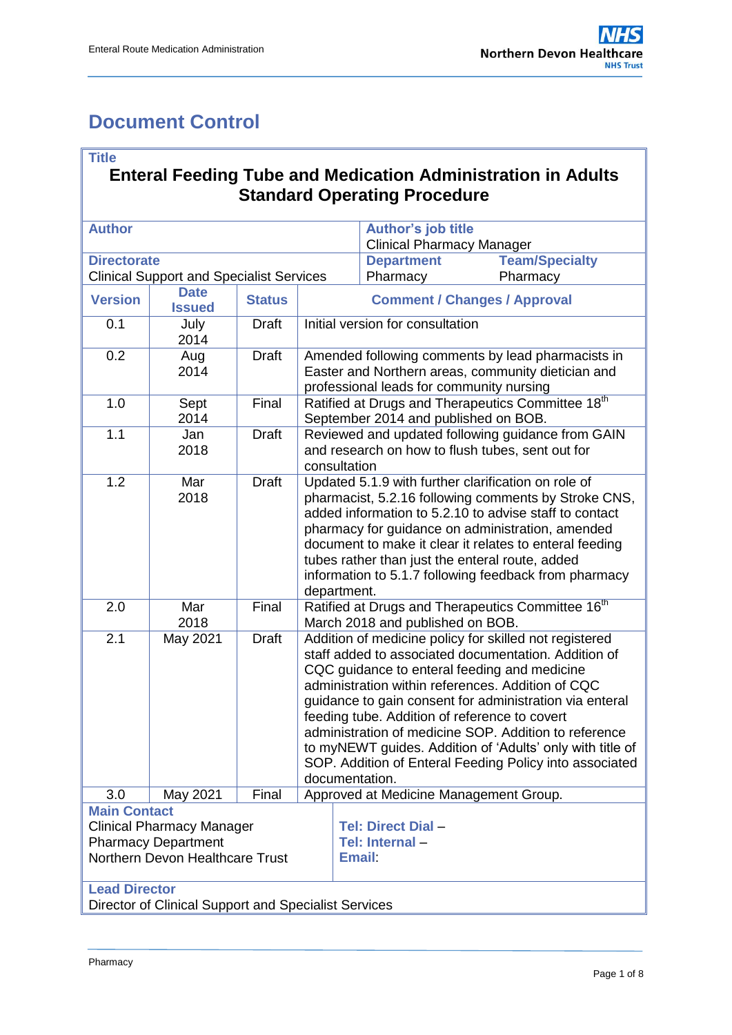# Document Control

| **Title** | | | |
|---|---|---|---|
| **Enteral Feeding Tube and Medication Administration in Adults Standard Operating Procedure** | | | |
| **Author** | | **Author's job title** Clinical Pharmacy Manager | |
| **Directorate** Clinical Support and Specialist Services | | **Department** Pharmacy | **Team/Specialty** Pharmacy |

| **Version** | **Date Issued** | **Status** | **Comment / Changes / Approval** |
|---|---|---|---|
| 0.1 | July 2014 | Draft | Initial version for consultation |
| 0.2 | Aug 2014 | Draft | Amended following comments by lead pharmacists in Easter and Northern areas, community dietician and professional leads for community nursing |
| 1.0 | Sept 2014 | Final | Ratified at Drugs and Therapeutics Committee 18th September 2014 and published on BOB. |
| 1.1 | Jan 2018 | Draft | Reviewed and updated following guidance from GAIN and research on how to flush tubes, sent out for consultation |
| 1.2 | Mar 2018 | Draft | Updated 5.1.9 with further clarification on role of pharmacist, 5.2.16 following comments by Stroke CNS, added information to 5.2.10 to advise staff to contact pharmacy for guidance on administration, amended document to make it clear it relates to enteral feeding tubes rather than just the enteral route, added information to 5.1.7 following feedback from pharmacy department. |
| 2.0 | Mar 2018 | Final | Ratified at Drugs and Therapeutics Committee 16th March 2018 and published on BOB. |
| 2.1 | May 2021 | Draft | Addition of medicine policy for skilled not registered staff added to associated documentation. Addition of CQC guidance to enteral feeding and medicine administration within references. Addition of CQC guidance to gain consent for administration via enteral feeding tube. Addition of reference to covert administration of medicine SOP. Addition to reference to myNEWT guides. Addition of 'Adults' only with title of SOP. Addition of Enteral Feeding Policy into associated documentation. |
| 3.0 | May 2021 | Final | Approved at Medicine Management Group. |

| **Main Contact** | |
|---|---|
| Clinical Pharmacy Manager<br>Pharmacy Department<br>Northern Devon Healthcare Trust | **Tel: Direct Dial –**<br>**Tel: Internal –**<br>**Email**: |
| **Lead Director**<br>Director of Clinical Support and Specialist Services | |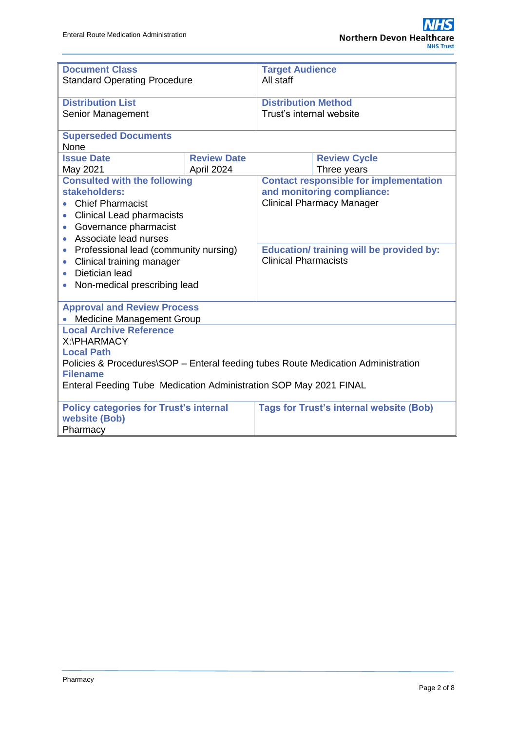| **Document Class**<br>Standard Operating Procedure | | **Target Audience**<br>All staff | |
|---|---|---|---|
| **Distribution List**<br>Senior Management | | **Distribution Method**<br>Trust's internal website | |
| **Superseded Documents**<br>None | | | |
| **Issue Date**<br>May 2021 | **Review Date**<br>April 2024 | | **Review Cycle**<br>Three years |
| **Consulted with the following stakeholders:**<br>• Chief Pharmacist<br>• Clinical Lead pharmacists<br>• Governance pharmacist<br>• Associate lead nurses<br>• Professional lead (community nursing)<br>• Clinical training manager<br>• Dietician lead<br>• Non-medical prescribing lead | | **Contact responsible for implementation and monitoring compliance:**<br>Clinical Pharmacy Manager<br><br>**Education/ training will be provided by:**<br>Clinical Pharmacists | |
| **Approval and Review Process**<br>• Medicine Management Group | | | |
| **Local Archive Reference**<br>X:\PHARMACY<br>**Local Path**<br>Policies & Procedures\SOP – Enteral feeding tubes Route Medication Administration<br>**Filename**<br>Enteral Feeding Tube Medication Administration SOP May 2021 FINAL | | | |
| **Policy categories for Trust's internal website (Bob)**<br>Pharmacy | | **Tags for Trust's internal website (Bob)** | |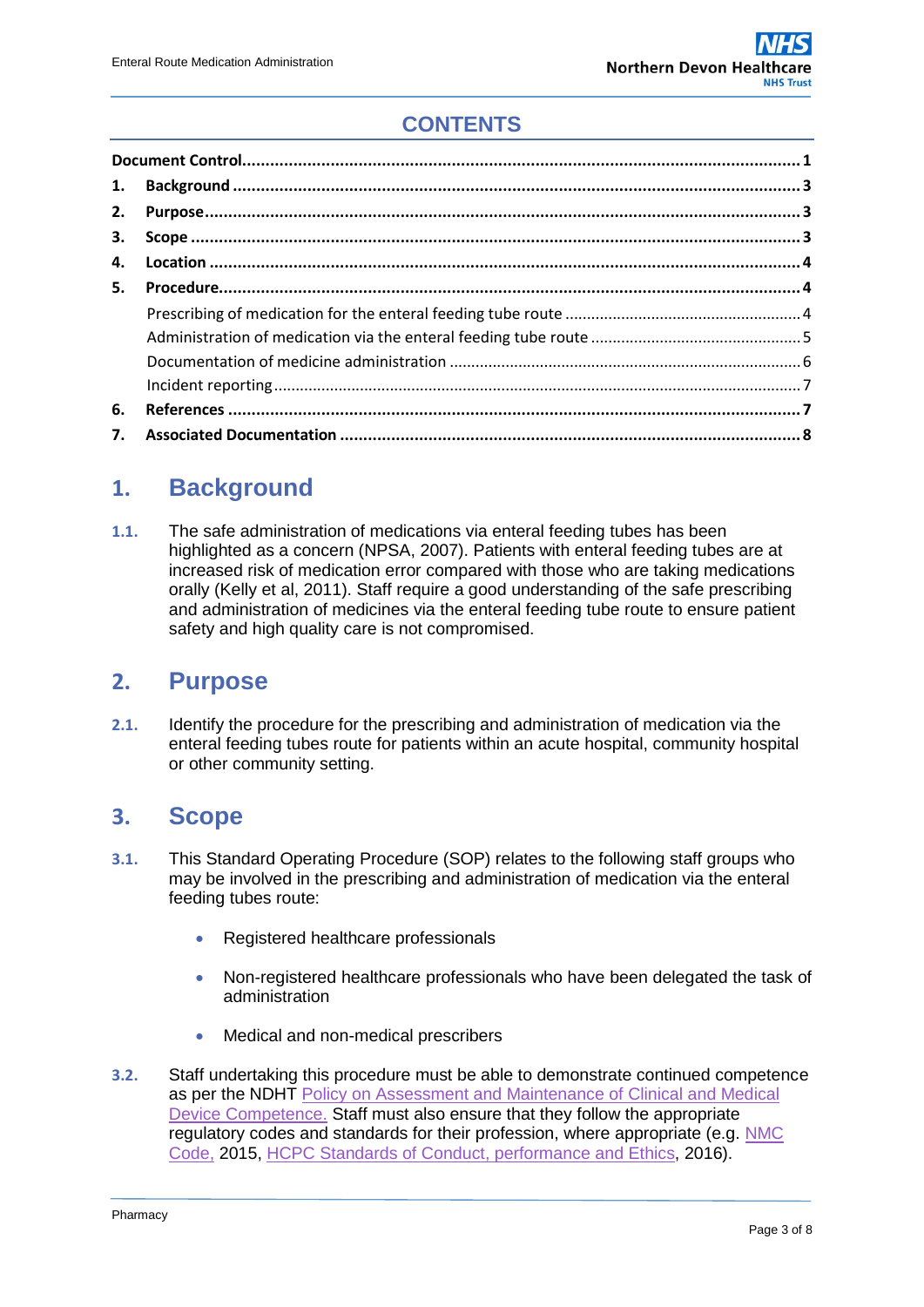# CONTENTS

| | | |
|---|---|---|
| **Document Control** | | **1** |
| **1.** | **Background** | **3** |
| **2.** | **Purpose** | **3** |
| **3.** | **Scope** | **3** |
| **4.** | **Location** | **4** |
| **5.** | **Procedure** | **4** |
| | Prescribing of medication for the enteral feeding tube route | 4 |
| | Administration of medication via the enteral feeding tube route | 5 |
| | Documentation of medicine administration | 6 |
| | Incident reporting | 7 |
| **6.** | **References** | **7** |
| **7.** | **Associated Documentation** | **8** |

## 1. Background

**1.1.** The safe administration of medications via enteral feeding tubes has been highlighted as a concern (NPSA, 2007). Patients with enteral feeding tubes are at increased risk of medication error compared with those who are taking medications orally (Kelly et al, 2011). Staff require a good understanding of the safe prescribing and administration of medicines via the enteral feeding tube route to ensure patient safety and high quality care is not compromised.

## 2. Purpose

**2.1.** Identify the procedure for the prescribing and administration of medication via the enteral feeding tubes route for patients within an acute hospital, community hospital or other community setting.

## 3. Scope

**3.1.** This Standard Operating Procedure (SOP) relates to the following staff groups who may be involved in the prescribing and administration of medication via the enteral feeding tubes route:

- Registered healthcare professionals
- Non-registered healthcare professionals who have been delegated the task of administration
- Medical and non-medical prescribers

**3.2.** Staff undertaking this procedure must be able to demonstrate continued competence as per the NDHT Policy on Assessment and Maintenance of Clinical and Medical Device Competence. Staff must also ensure that they follow the appropriate regulatory codes and standards for their profession, where appropriate (e.g. NMC Code, 2015, HCPC Standards of Conduct, performance and Ethics, 2016).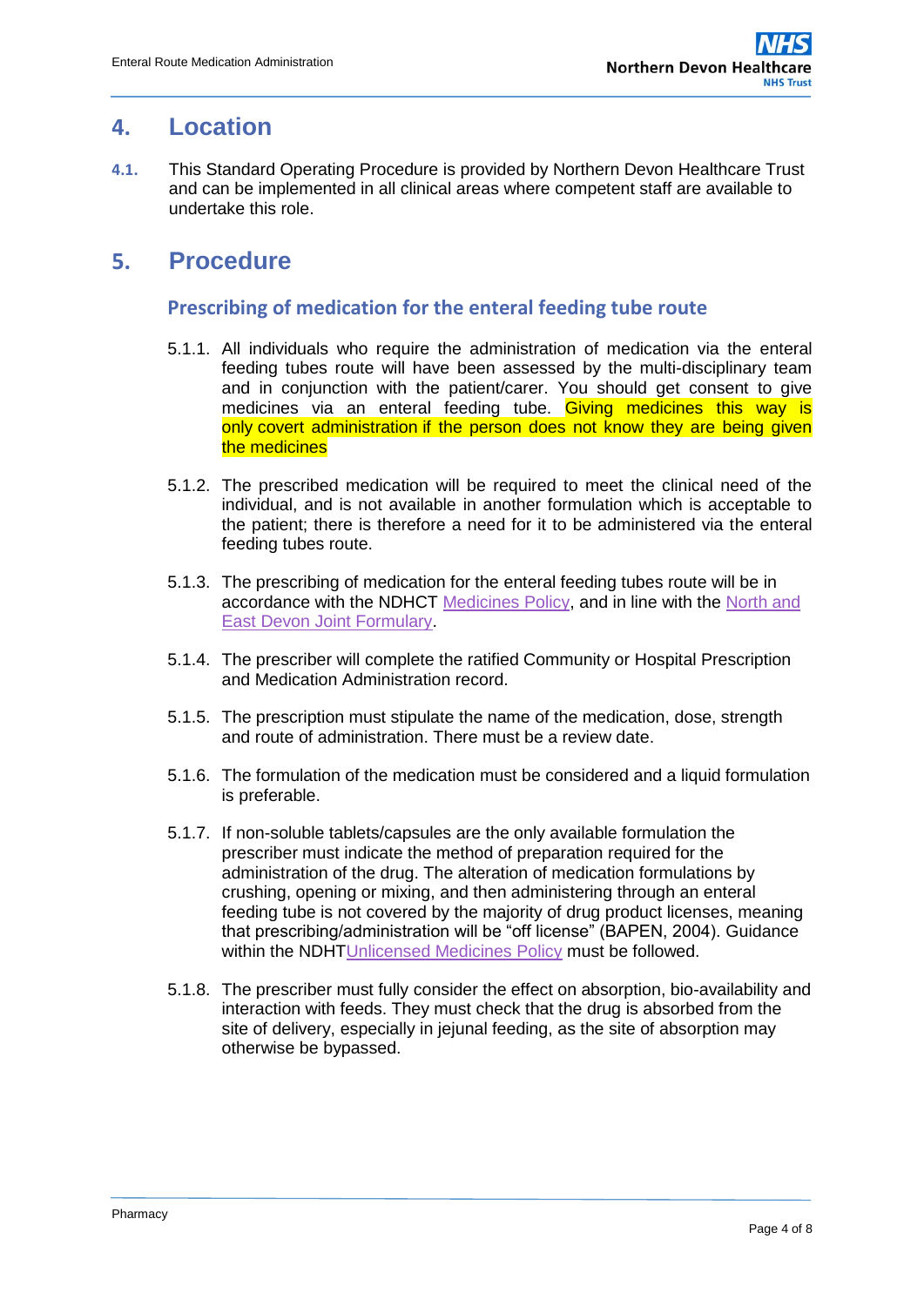## 4. Location

**4.1.** This Standard Operating Procedure is provided by Northern Devon Healthcare Trust and can be implemented in all clinical areas where competent staff are available to undertake this role.

## 5. Procedure

### Prescribing of medication for the enteral feeding tube route

5.1.1. All individuals who require the administration of medication via the enteral feeding tubes route will have been assessed by the multi-disciplinary team and in conjunction with the patient/carer. You should get consent to give medicines via an enteral feeding tube. Giving medicines this way is only covert administration if the person does not know they are being given the medicines

5.1.2. The prescribed medication will be required to meet the clinical need of the individual, and is not available in another formulation which is acceptable to the patient; there is therefore a need for it to be administered via the enteral feeding tubes route.

5.1.3. The prescribing of medication for the enteral feeding tubes route will be in accordance with the NDHCT Medicines Policy, and in line with the North and East Devon Joint Formulary.

5.1.4. The prescriber will complete the ratified Community or Hospital Prescription and Medication Administration record.

5.1.5. The prescription must stipulate the name of the medication, dose, strength and route of administration. There must be a review date.

5.1.6. The formulation of the medication must be considered and a liquid formulation is preferable.

5.1.7. If non-soluble tablets/capsules are the only available formulation the prescriber must indicate the method of preparation required for the administration of the drug. The alteration of medication formulations by crushing, opening or mixing, and then administering through an enteral feeding tube is not covered by the majority of drug product licenses, meaning that prescribing/administration will be "off license" (BAPEN, 2004). Guidance within the NDHTUnlicensed Medicines Policy must be followed.

5.1.8. The prescriber must fully consider the effect on absorption, bio-availability and interaction with feeds. They must check that the drug is absorbed from the site of delivery, especially in jejunal feeding, as the site of absorption may otherwise be bypassed.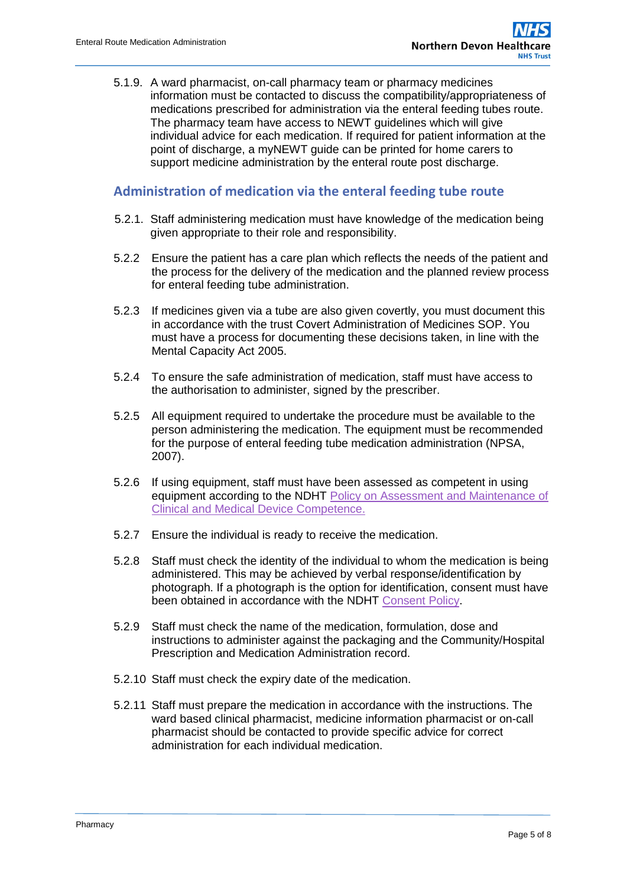5.1.9. A ward pharmacist, on-call pharmacy team or pharmacy medicines information must be contacted to discuss the compatibility/appropriateness of medications prescribed for administration via the enteral feeding tubes route. The pharmacy team have access to NEWT guidelines which will give individual advice for each medication. If required for patient information at the point of discharge, a myNEWT guide can be printed for home carers to support medicine administration by the enteral route post discharge.

## Administration of medication via the enteral feeding tube route

5.2.1. Staff administering medication must have knowledge of the medication being given appropriate to their role and responsibility.

5.2.2 Ensure the patient has a care plan which reflects the needs of the patient and the process for the delivery of the medication and the planned review process for enteral feeding tube administration.

5.2.3 If medicines given via a tube are also given covertly, you must document this in accordance with the trust Covert Administration of Medicines SOP. You must have a process for documenting these decisions taken, in line with the Mental Capacity Act 2005.

5.2.4 To ensure the safe administration of medication, staff must have access to the authorisation to administer, signed by the prescriber.

5.2.5 All equipment required to undertake the procedure must be available to the person administering the medication. The equipment must be recommended for the purpose of enteral feeding tube medication administration (NPSA, 2007).

5.2.6 If using equipment, staff must have been assessed as competent in using equipment according to the NDHT Policy on Assessment and Maintenance of Clinical and Medical Device Competence.

5.2.7 Ensure the individual is ready to receive the medication.

5.2.8 Staff must check the identity of the individual to whom the medication is being administered. This may be achieved by verbal response/identification by photograph. If a photograph is the option for identification, consent must have been obtained in accordance with the NDHT Consent Policy.

5.2.9 Staff must check the name of the medication, formulation, dose and instructions to administer against the packaging and the Community/Hospital Prescription and Medication Administration record.

5.2.10 Staff must check the expiry date of the medication.

5.2.11 Staff must prepare the medication in accordance with the instructions. The ward based clinical pharmacist, medicine information pharmacist or on-call pharmacist should be contacted to provide specific advice for correct administration for each individual medication.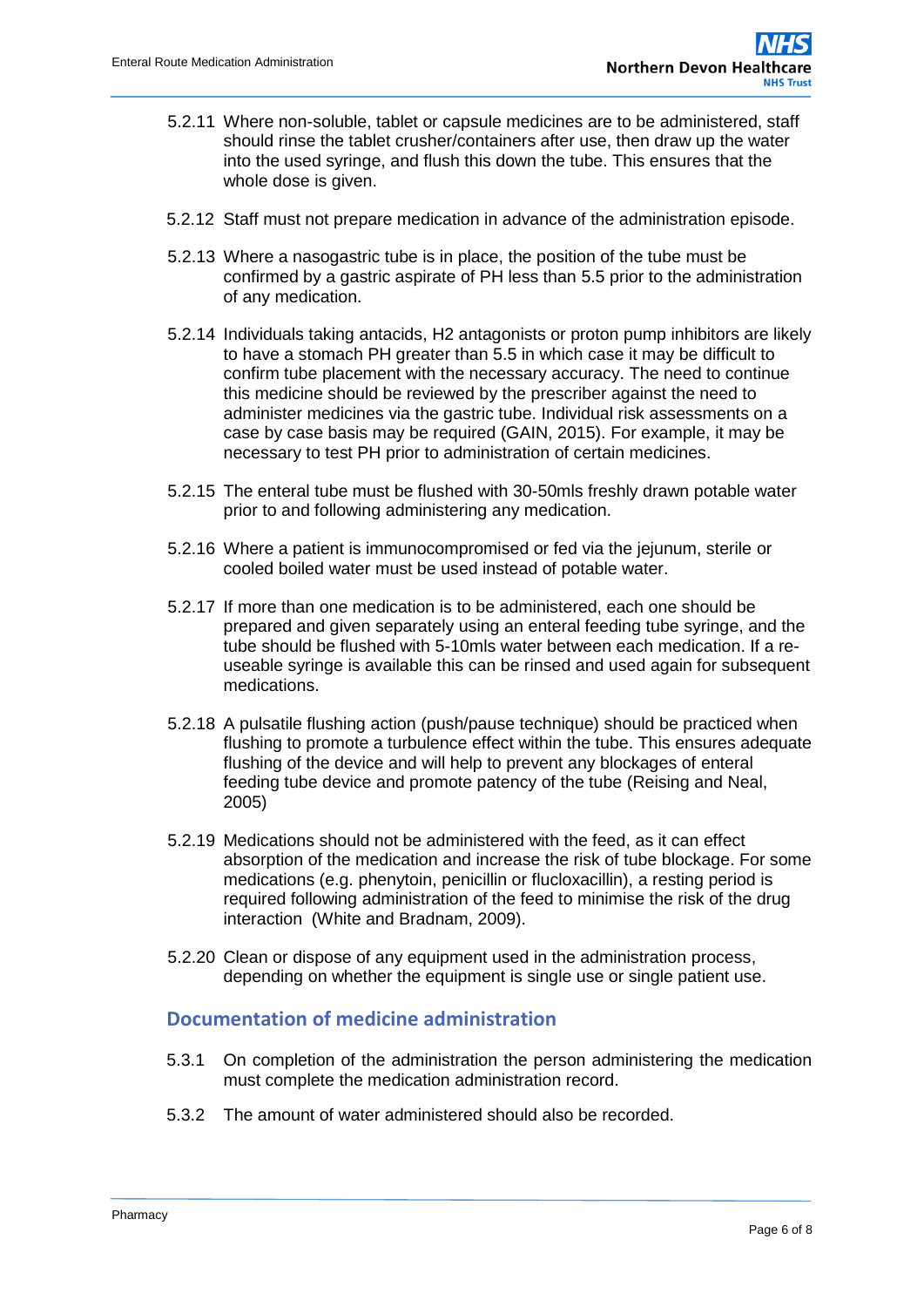5.2.11 Where non-soluble, tablet or capsule medicines are to be administered, staff should rinse the tablet crusher/containers after use, then draw up the water into the used syringe, and flush this down the tube. This ensures that the whole dose is given.

5.2.12 Staff must not prepare medication in advance of the administration episode.

5.2.13 Where a nasogastric tube is in place, the position of the tube must be confirmed by a gastric aspirate of PH less than 5.5 prior to the administration of any medication.

5.2.14 Individuals taking antacids, H2 antagonists or proton pump inhibitors are likely to have a stomach PH greater than 5.5 in which case it may be difficult to confirm tube placement with the necessary accuracy. The need to continue this medicine should be reviewed by the prescriber against the need to administer medicines via the gastric tube. Individual risk assessments on a case by case basis may be required (GAIN, 2015). For example, it may be necessary to test PH prior to administration of certain medicines.

5.2.15 The enteral tube must be flushed with 30-50mls freshly drawn potable water prior to and following administering any medication.

5.2.16 Where a patient is immunocompromised or fed via the jejunum, sterile or cooled boiled water must be used instead of potable water.

5.2.17 If more than one medication is to be administered, each one should be prepared and given separately using an enteral feeding tube syringe, and the tube should be flushed with 5-10mls water between each medication. If a re-useable syringe is available this can be rinsed and used again for subsequent medications.

5.2.18 A pulsatile flushing action (push/pause technique) should be practiced when flushing to promote a turbulence effect within the tube. This ensures adequate flushing of the device and will help to prevent any blockages of enteral feeding tube device and promote patency of the tube (Reising and Neal, 2005)

5.2.19 Medications should not be administered with the feed, as it can effect absorption of the medication and increase the risk of tube blockage. For some medications (e.g. phenytoin, penicillin or flucloxacillin), a resting period is required following administration of the feed to minimise the risk of the drug interaction (White and Bradnam, 2009).

5.2.20 Clean or dispose of any equipment used in the administration process, depending on whether the equipment is single use or single patient use.

## Documentation of medicine administration

5.3.1 On completion of the administration the person administering the medication must complete the medication administration record.

5.3.2 The amount of water administered should also be recorded.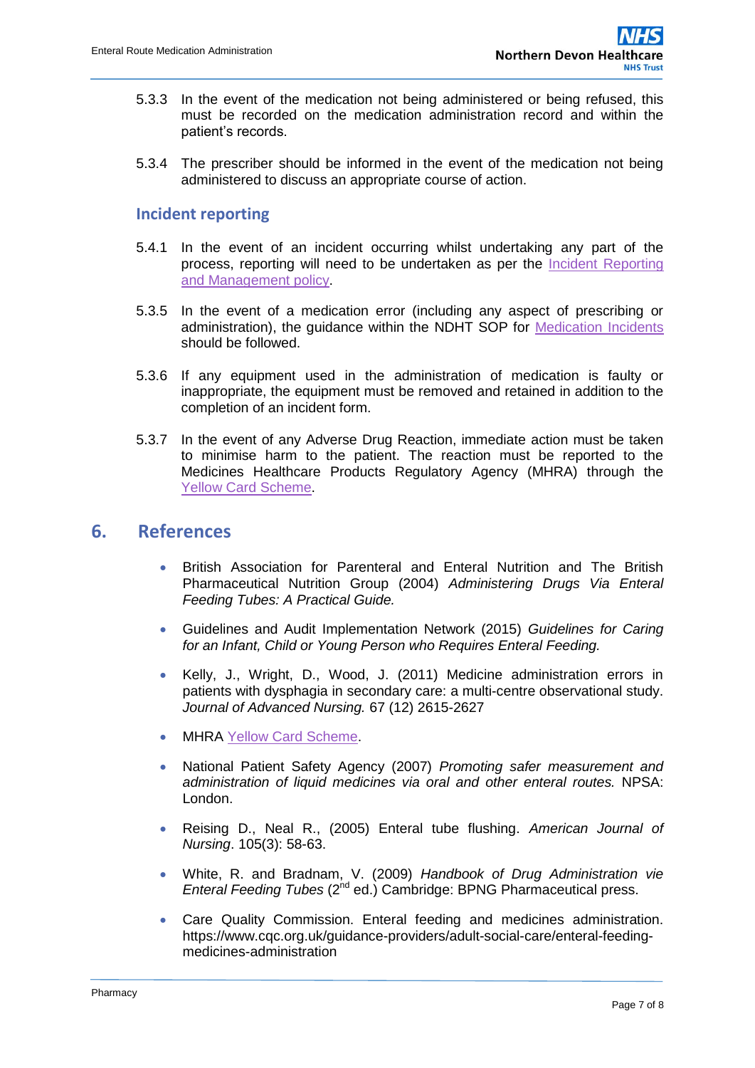5.3.3 In the event of the medication not being administered or being refused, this must be recorded on the medication administration record and within the patient's records.

5.3.4 The prescriber should be informed in the event of the medication not being administered to discuss an appropriate course of action.

### Incident reporting

5.4.1 In the event of an incident occurring whilst undertaking any part of the process, reporting will need to be undertaken as per the Incident Reporting and Management policy.

5.3.5 In the event of a medication error (including any aspect of prescribing or administration), the guidance within the NDHT SOP for Medication Incidents should be followed.

5.3.6 If any equipment used in the administration of medication is faulty or inappropriate, the equipment must be removed and retained in addition to the completion of an incident form.

5.3.7 In the event of any Adverse Drug Reaction, immediate action must be taken to minimise harm to the patient. The reaction must be reported to the Medicines Healthcare Products Regulatory Agency (MHRA) through the Yellow Card Scheme.

## 6. References

- British Association for Parenteral and Enteral Nutrition and The British Pharmaceutical Nutrition Group (2004) *Administering Drugs Via Enteral Feeding Tubes: A Practical Guide.*
- Guidelines and Audit Implementation Network (2015) *Guidelines for Caring for an Infant, Child or Young Person who Requires Enteral Feeding.*
- Kelly, J., Wright, D., Wood, J. (2011) Medicine administration errors in patients with dysphagia in secondary care: a multi-centre observational study. *Journal of Advanced Nursing.* 67 (12) 2615-2627
- MHRA Yellow Card Scheme.
- National Patient Safety Agency (2007) *Promoting safer measurement and administration of liquid medicines via oral and other enteral routes.* NPSA: London.
- Reising D., Neal R., (2005) Enteral tube flushing. *American Journal of Nursing*. 105(3): 58-63.
- White, R. and Bradnam, V. (2009) *Handbook of Drug Administration vie Enteral Feeding Tubes* (2nd ed.) Cambridge: BPNG Pharmaceutical press.
- Care Quality Commission. Enteral feeding and medicines administration. https://www.cqc.org.uk/guidance-providers/adult-social-care/enteral-feeding-medicines-administration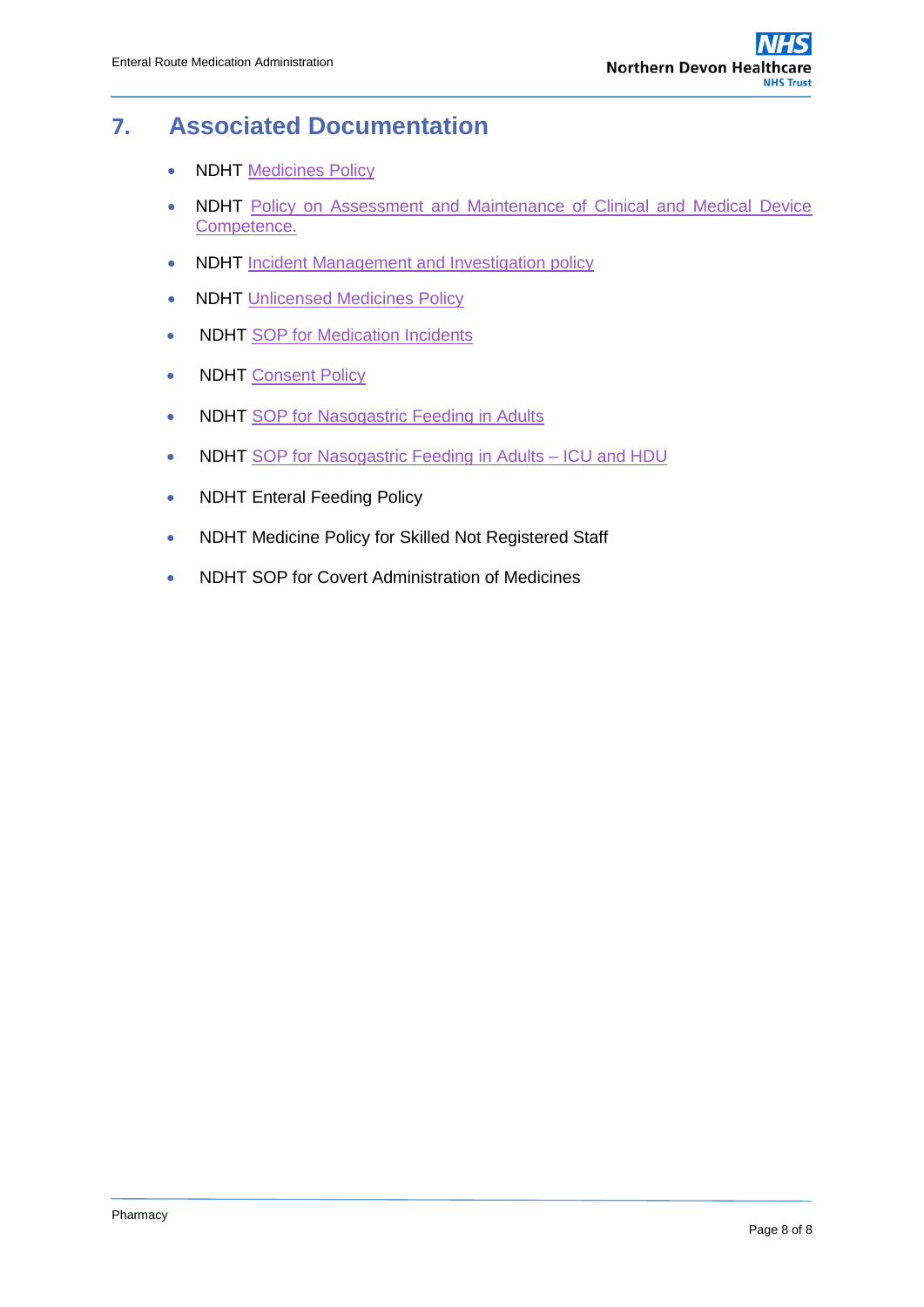## 7. Associated Documentation

- NDHT Medicines Policy
- NDHT Policy on Assessment and Maintenance of Clinical and Medical Device Competence.
- NDHT Incident Management and Investigation policy
- NDHT Unlicensed Medicines Policy
- NDHT SOP for Medication Incidents
- NDHT Consent Policy
- NDHT SOP for Nasogastric Feeding in Adults
- NDHT SOP for Nasogastric Feeding in Adults – ICU and HDU
- NDHT Enteral Feeding Policy
- NDHT Medicine Policy for Skilled Not Registered Staff
- NDHT SOP for Covert Administration of Medicines